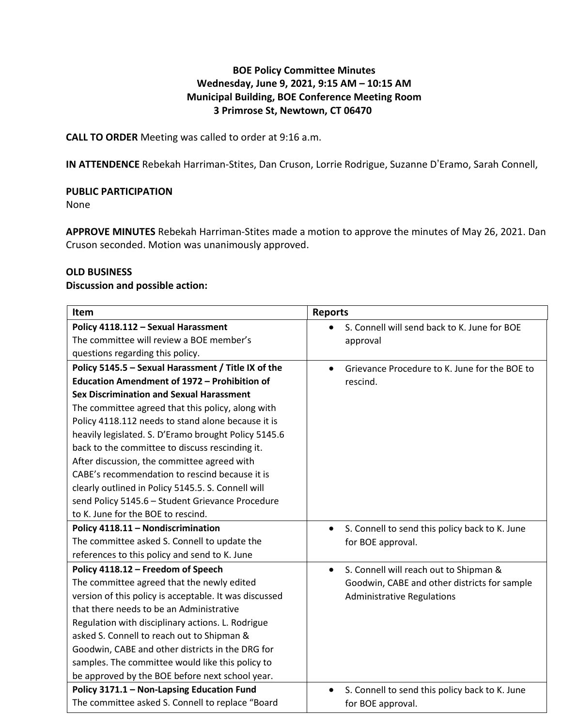**BOE Policy Committee Minutes**
**Wednesday, June 9, 2021, 9:15 AM – 10:15 AM**
**Municipal Building, BOE Conference Meeting Room**
**3 Primrose St, Newtown, CT 06470**

**CALL TO ORDER** Meeting was called to order at 9:16 a.m.

**IN ATTENDENCE** Rebekah Harriman-Stites, Dan Cruson, Lorrie Rodrigue, Suzanne D'Eramo, Sarah Connell,

**PUBLIC PARTICIPATION**
None

**APPROVE MINUTES** Rebekah Harriman-Stites made a motion to approve the minutes of May 26, 2021. Dan Cruson seconded. Motion was unanimously approved.

**OLD BUSINESS**
**Discussion and possible action:**

| Item | Reports |
|---|---|
| **Policy 4118.112 – Sexual Harassment** The committee will review a BOE member's questions regarding this policy. | • S. Connell will send back to K. June for BOE approval |
| **Policy 5145.5 – Sexual Harassment / Title IX of the Education Amendment of 1972 – Prohibition of Sex Discrimination and Sexual Harassment** The committee agreed that this policy, along with Policy 4118.112 needs to stand alone because it is heavily legislated. S. D'Eramo brought Policy 5145.6 back to the committee to discuss rescinding it. After discussion, the committee agreed with CABE's recommendation to rescind because it is clearly outlined in Policy 5145.5. S. Connell will send Policy 5145.6 – Student Grievance Procedure to K. June for the BOE to rescind. | • Grievance Procedure to K. June for the BOE to rescind. |
| **Policy 4118.11 – Nondiscrimination** The committee asked S. Connell to update the references to this policy and send to K. June | • S. Connell to send this policy back to K. June for BOE approval. |
| **Policy 4118.12 – Freedom of Speech** The committee agreed that the newly edited version of this policy is acceptable. It was discussed that there needs to be an Administrative Regulation with disciplinary actions. L. Rodrigue asked S. Connell to reach out to Shipman & Goodwin, CABE and other districts in the DRG for samples. The committee would like this policy to be approved by the BOE before next school year. | • S. Connell will reach out to Shipman & Goodwin, CABE and other districts for sample Administrative Regulations |
| **Policy 3171.1 – Non-Lapsing Education Fund** The committee asked S. Connell to replace "Board | • S. Connell to send this policy back to K. June for BOE approval. |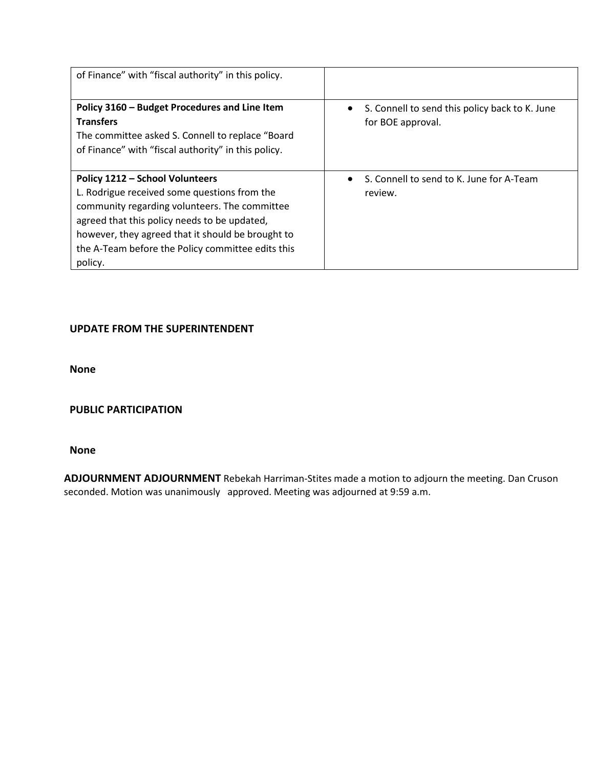| | |
|---|---|
| of Finance" with "fiscal authority" in this policy. | |
| **Policy 3160 – Budget Procedures and Line Item Transfers**<br>The committee asked S. Connell to replace "Board of Finance" with "fiscal authority" in this policy. | • S. Connell to send this policy back to K. June for BOE approval. |
| **Policy 1212 – School Volunteers**<br>L. Rodrigue received some questions from the community regarding volunteers. The committee agreed that this policy needs to be updated, however, they agreed that it should be brought to the A-Team before the Policy committee edits this policy. | • S. Connell to send to K. June for A-Team review. |

**UPDATE FROM THE SUPERINTENDENT**

**None**

**PUBLIC PARTICIPATION**

**None**

**ADJOURNMENT ADJOURNMENT** Rebekah Harriman-Stites made a motion to adjourn the meeting. Dan Cruson seconded. Motion was unanimously approved. Meeting was adjourned at 9:59 a.m.